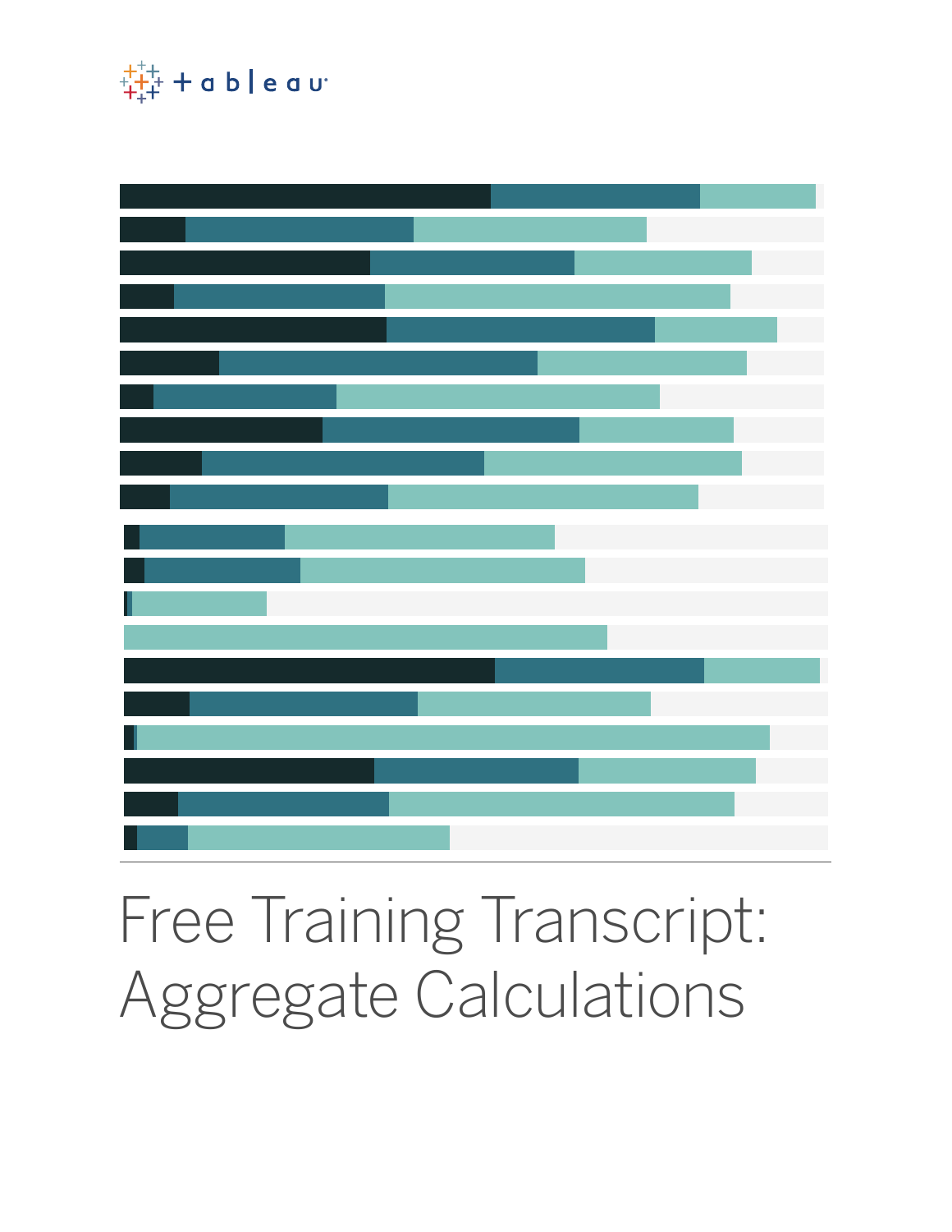# Free Training Transcript: Aggregate Calculations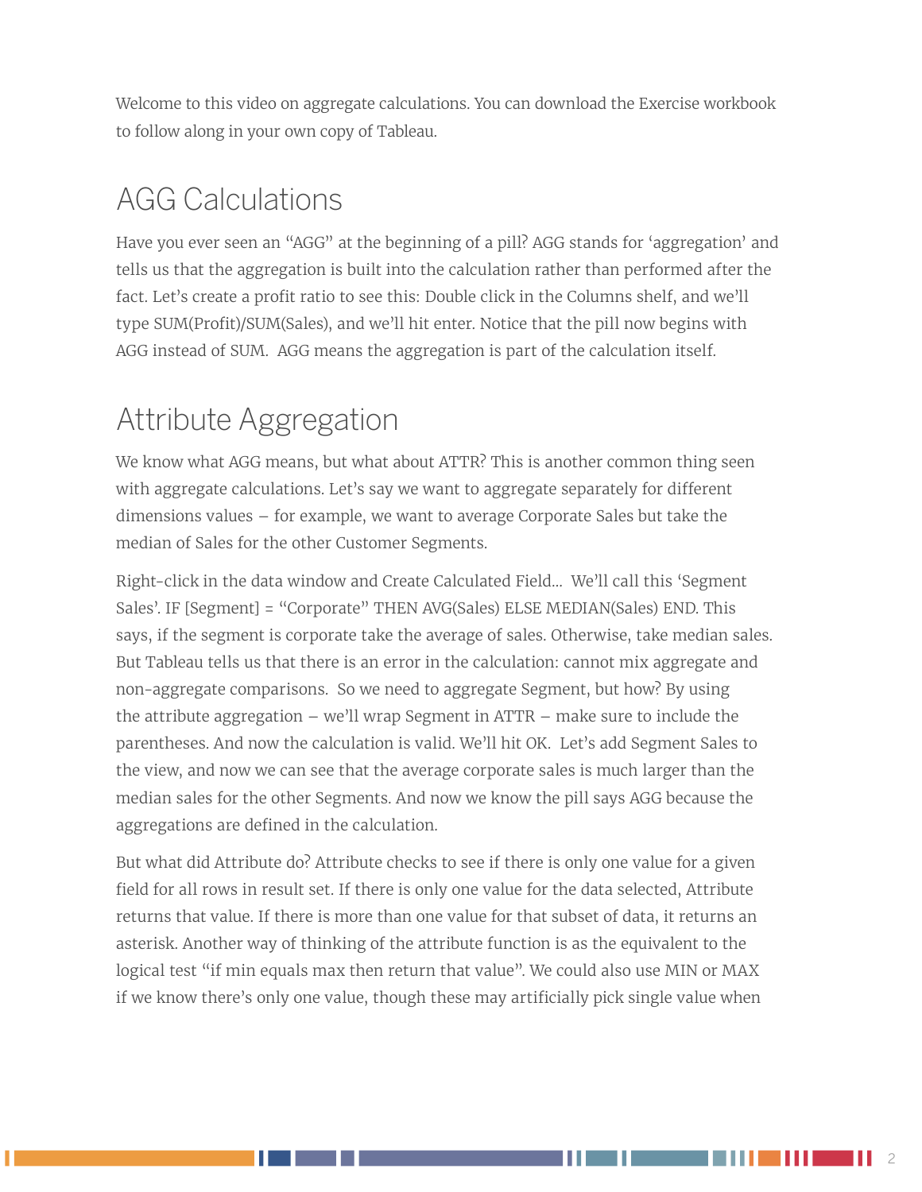Welcome to this video on aggregate calculations. You can download the Exercise workbook to follow along in your own copy of Tableau.

## AGG Calculations

Have you ever seen an "AGG" at the beginning of a pill? AGG stands for 'aggregation' and tells us that the aggregation is built into the calculation rather than performed after the fact. Let's create a profit ratio to see this: Double click in the Columns shelf, and we'll type SUM(Profit)/SUM(Sales), and we'll hit enter. Notice that the pill now begins with AGG instead of SUM. AGG means the aggregation is part of the calculation itself.

## Attribute Aggregation

We know what AGG means, but what about ATTR? This is another common thing seen with aggregate calculations. Let's say we want to aggregate separately for different dimensions values – for example, we want to average Corporate Sales but take the median of Sales for the other Customer Segments.

Right-click in the data window and Create Calculated Field... We'll call this 'Segment Sales'. IF [Segment] = "Corporate" THEN AVG(Sales) ELSE MEDIAN(Sales) END. This says, if the segment is corporate take the average of sales. Otherwise, take median sales. But Tableau tells us that there is an error in the calculation: cannot mix aggregate and non-aggregate comparisons. So we need to aggregate Segment, but how? By using the attribute aggregation – we'll wrap Segment in ATTR – make sure to include the parentheses. And now the calculation is valid. We'll hit OK. Let's add Segment Sales to the view, and now we can see that the average corporate sales is much larger than the median sales for the other Segments. And now we know the pill says AGG because the aggregations are defined in the calculation.

But what did Attribute do? Attribute checks to see if there is only one value for a given field for all rows in result set. If there is only one value for the data selected, Attribute returns that value. If there is more than one value for that subset of data, it returns an asterisk. Another way of thinking of the attribute function is as the equivalent to the logical test "if min equals max then return that value". We could also use MIN or MAX if we know there's only one value, though these may artificially pick single value when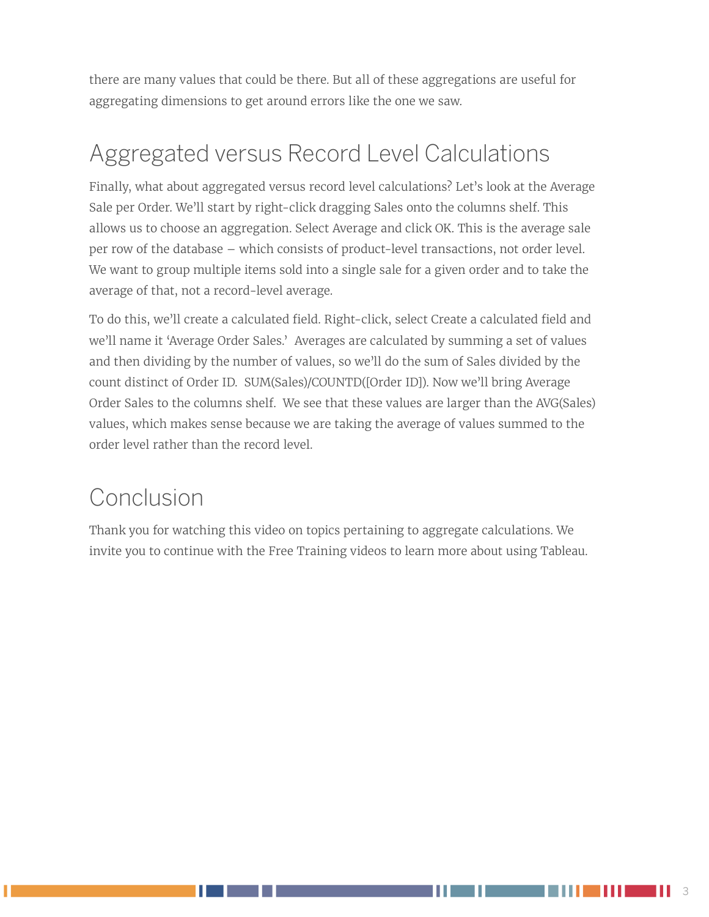there are many values that could be there. But all of these aggregations are useful for aggregating dimensions to get around errors like the one we saw.

## Aggregated versus Record Level Calculations

Finally, what about aggregated versus record level calculations? Let's look at the Average Sale per Order. We'll start by right-click dragging Sales onto the columns shelf. This allows us to choose an aggregation. Select Average and click OK. This is the average sale per row of the database – which consists of product-level transactions, not order level. We want to group multiple items sold into a single sale for a given order and to take the average of that, not a record-level average.

To do this, we'll create a calculated field. Right-click, select Create a calculated field and we'll name it 'Average Order Sales.' Averages are calculated by summing a set of values and then dividing by the number of values, so we'll do the sum of Sales divided by the count distinct of Order ID. SUM(Sales)/COUNTD([Order ID]). Now we'll bring Average Order Sales to the columns shelf. We see that these values are larger than the AVG(Sales) values, which makes sense because we are taking the average of values summed to the order level rather than the record level.

## Conclusion

Thank you for watching this video on topics pertaining to aggregate calculations. We invite you to continue with the Free Training videos to learn more about using Tableau.